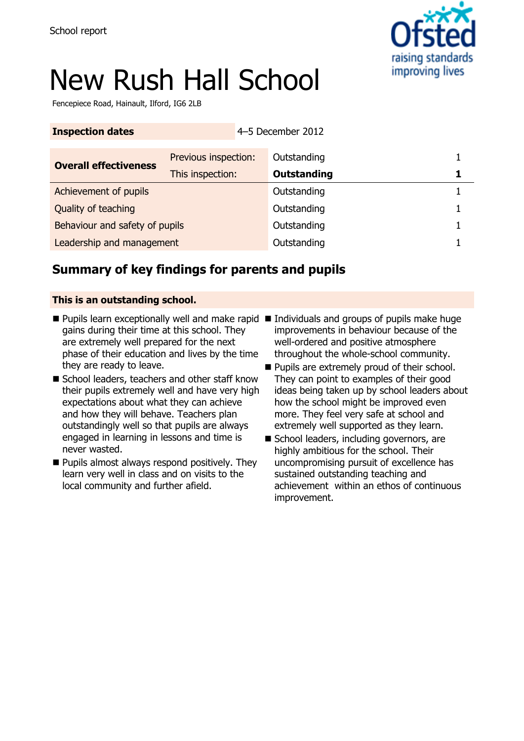School report

# New Rush Hall School

Fencepiece Road, Hainault, Ilford, IG6 2LB

| Inspection dates | | 4–5 December 2012 | |
|---|---|---|---|
| **Overall effectiveness** | Previous inspection: | Outstanding | 1 |
| | This inspection: | **Outstanding** | **1** |
| Achievement of pupils | | Outstanding | 1 |
| Quality of teaching | | Outstanding | 1 |
| Behaviour and safety of pupils | | Outstanding | 1 |
| Leadership and management | | Outstanding | 1 |

## Summary of key findings for parents and pupils

**This is an outstanding school.**

- Pupils learn exceptionally well and make rapid gains during their time at this school. They are extremely well prepared for the next phase of their education and lives by the time they are ready to leave.
- School leaders, teachers and other staff know their pupils extremely well and have very high expectations about what they can achieve and how they will behave. Teachers plan outstandingly well so that pupils are always engaged in learning in lessons and time is never wasted.
- Pupils almost always respond positively. They learn very well in class and on visits to the local community and further afield.
- Individuals and groups of pupils make huge improvements in behaviour because of the well-ordered and positive atmosphere throughout the whole-school community.
- Pupils are extremely proud of their school. They can point to examples of their good ideas being taken up by school leaders about how the school might be improved even more. They feel very safe at school and extremely well supported as they learn.
- School leaders, including governors, are highly ambitious for the school. Their uncompromising pursuit of excellence has sustained outstanding teaching and achievement within an ethos of continuous improvement.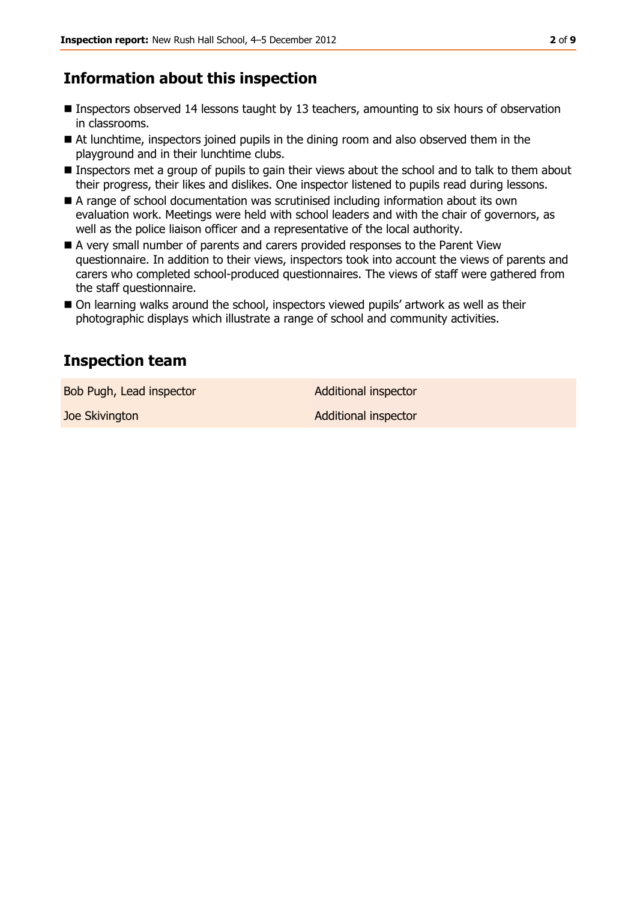## Information about this inspection

- Inspectors observed 14 lessons taught by 13 teachers, amounting to six hours of observation in classrooms.
- At lunchtime, inspectors joined pupils in the dining room and also observed them in the playground and in their lunchtime clubs.
- Inspectors met a group of pupils to gain their views about the school and to talk to them about their progress, their likes and dislikes. One inspector listened to pupils read during lessons.
- A range of school documentation was scrutinised including information about its own evaluation work. Meetings were held with school leaders and with the chair of governors, as well as the police liaison officer and a representative of the local authority.
- A very small number of parents and carers provided responses to the Parent View questionnaire. In addition to their views, inspectors took into account the views of parents and carers who completed school-produced questionnaires. The views of staff were gathered from the staff questionnaire.
- On learning walks around the school, inspectors viewed pupils' artwork as well as their photographic displays which illustrate a range of school and community activities.

## Inspection team

| | |
|---|---|
| Bob Pugh, Lead inspector | Additional inspector |
| Joe Skivington | Additional inspector |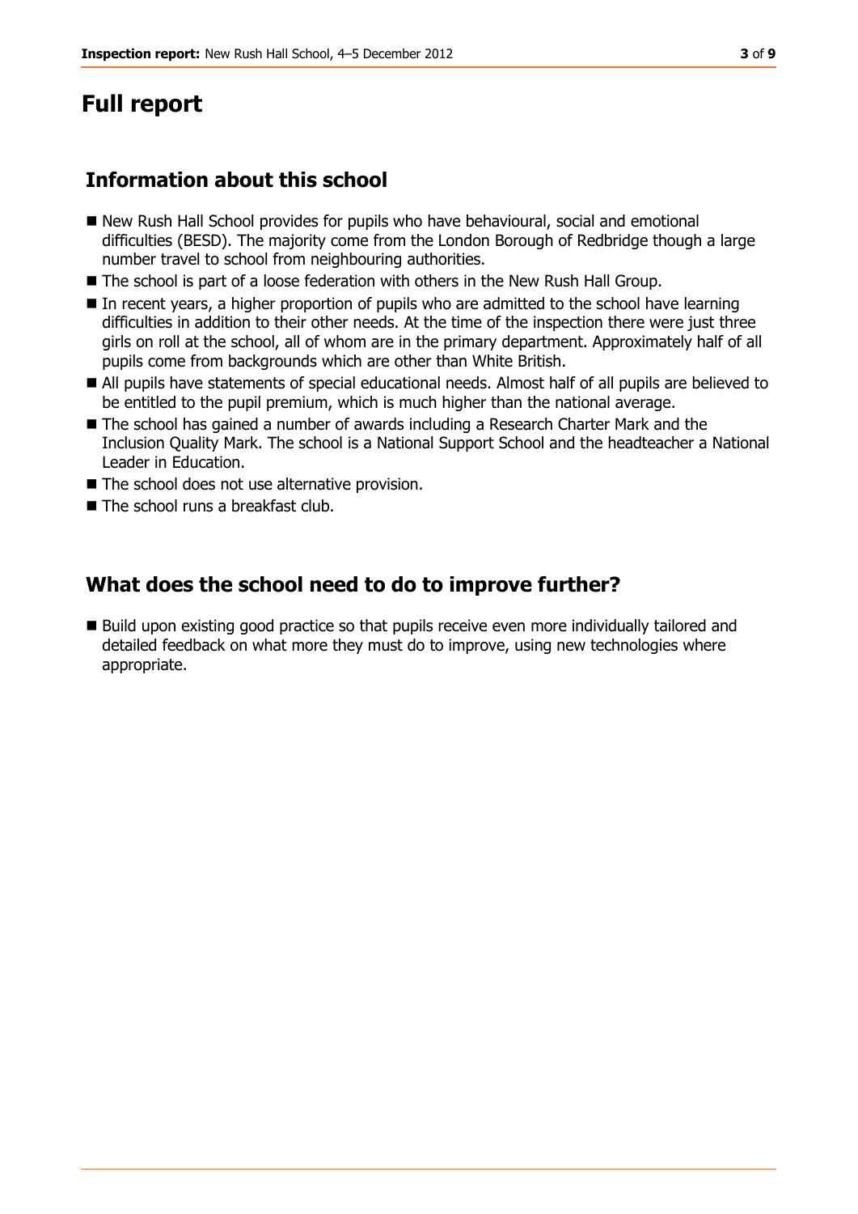# Full report

## Information about this school

- New Rush Hall School provides for pupils who have behavioural, social and emotional difficulties (BESD). The majority come from the London Borough of Redbridge though a large number travel to school from neighbouring authorities.
- The school is part of a loose federation with others in the New Rush Hall Group.
- In recent years, a higher proportion of pupils who are admitted to the school have learning difficulties in addition to their other needs. At the time of the inspection there were just three girls on roll at the school, all of whom are in the primary department. Approximately half of all pupils come from backgrounds which are other than White British.
- All pupils have statements of special educational needs. Almost half of all pupils are believed to be entitled to the pupil premium, which is much higher than the national average.
- The school has gained a number of awards including a Research Charter Mark and the Inclusion Quality Mark. The school is a National Support School and the headteacher a National Leader in Education.
- The school does not use alternative provision.
- The school runs a breakfast club.

## What does the school need to do to improve further?

- Build upon existing good practice so that pupils receive even more individually tailored and detailed feedback on what more they must do to improve, using new technologies where appropriate.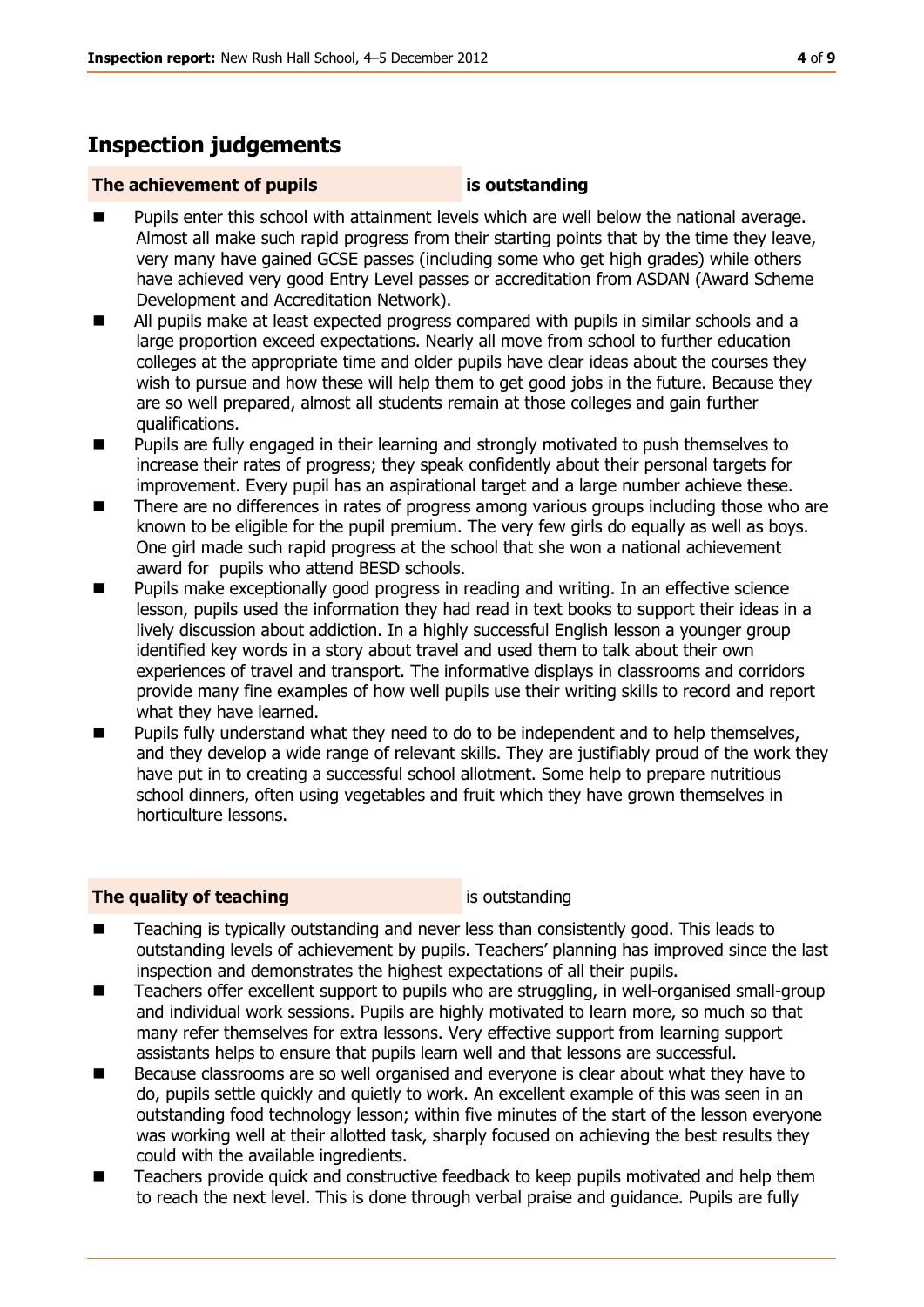## Inspection judgements

**The achievement of pupils** **is outstanding**

- Pupils enter this school with attainment levels which are well below the national average. Almost all make such rapid progress from their starting points that by the time they leave, very many have gained GCSE passes (including some who get high grades) while others have achieved very good Entry Level passes or accreditation from ASDAN (Award Scheme Development and Accreditation Network).
- All pupils make at least expected progress compared with pupils in similar schools and a large proportion exceed expectations. Nearly all move from school to further education colleges at the appropriate time and older pupils have clear ideas about the courses they wish to pursue and how these will help them to get good jobs in the future. Because they are so well prepared, almost all students remain at those colleges and gain further qualifications.
- Pupils are fully engaged in their learning and strongly motivated to push themselves to increase their rates of progress; they speak confidently about their personal targets for improvement. Every pupil has an aspirational target and a large number achieve these.
- There are no differences in rates of progress among various groups including those who are known to be eligible for the pupil premium. The very few girls do equally as well as boys. One girl made such rapid progress at the school that she won a national achievement award for pupils who attend BESD schools.
- Pupils make exceptionally good progress in reading and writing. In an effective science lesson, pupils used the information they had read in text books to support their ideas in a lively discussion about addiction. In a highly successful English lesson a younger group identified key words in a story about travel and used them to talk about their own experiences of travel and transport. The informative displays in classrooms and corridors provide many fine examples of how well pupils use their writing skills to record and report what they have learned.
- Pupils fully understand what they need to do to be independent and to help themselves, and they develop a wide range of relevant skills. They are justifiably proud of the work they have put in to creating a successful school allotment. Some help to prepare nutritious school dinners, often using vegetables and fruit which they have grown themselves in horticulture lessons.

**The quality of teaching** is outstanding

- Teaching is typically outstanding and never less than consistently good. This leads to outstanding levels of achievement by pupils. Teachers' planning has improved since the last inspection and demonstrates the highest expectations of all their pupils.
- Teachers offer excellent support to pupils who are struggling, in well-organised small-group and individual work sessions. Pupils are highly motivated to learn more, so much so that many refer themselves for extra lessons. Very effective support from learning support assistants helps to ensure that pupils learn well and that lessons are successful.
- Because classrooms are so well organised and everyone is clear about what they have to do, pupils settle quickly and quietly to work. An excellent example of this was seen in an outstanding food technology lesson; within five minutes of the start of the lesson everyone was working well at their allotted task, sharply focused on achieving the best results they could with the available ingredients.
- Teachers provide quick and constructive feedback to keep pupils motivated and help them to reach the next level. This is done through verbal praise and guidance. Pupils are fully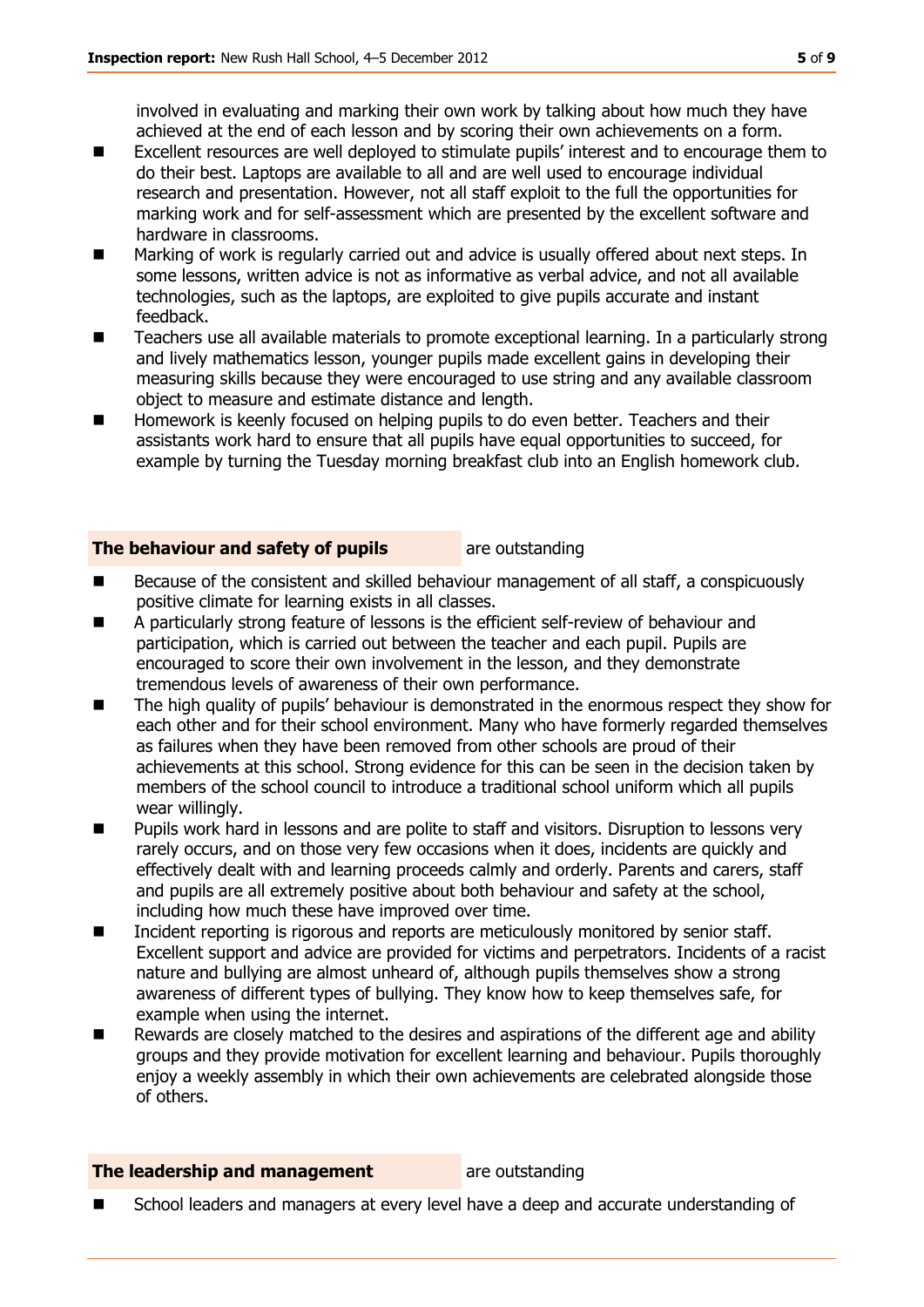involved in evaluating and marking their own work by talking about how much they have achieved at the end of each lesson and by scoring their own achievements on a form.

- Excellent resources are well deployed to stimulate pupils' interest and to encourage them to do their best. Laptops are available to all and are well used to encourage individual research and presentation. However, not all staff exploit to the full the opportunities for marking work and for self-assessment which are presented by the excellent software and hardware in classrooms.
- Marking of work is regularly carried out and advice is usually offered about next steps. In some lessons, written advice is not as informative as verbal advice, and not all available technologies, such as the laptops, are exploited to give pupils accurate and instant feedback.
- Teachers use all available materials to promote exceptional learning. In a particularly strong and lively mathematics lesson, younger pupils made excellent gains in developing their measuring skills because they were encouraged to use string and any available classroom object to measure and estimate distance and length.
- Homework is keenly focused on helping pupils to do even better. Teachers and their assistants work hard to ensure that all pupils have equal opportunities to succeed, for example by turning the Tuesday morning breakfast club into an English homework club.

**The behaviour and safety of pupils** are outstanding

- Because of the consistent and skilled behaviour management of all staff, a conspicuously positive climate for learning exists in all classes.
- A particularly strong feature of lessons is the efficient self-review of behaviour and participation, which is carried out between the teacher and each pupil. Pupils are encouraged to score their own involvement in the lesson, and they demonstrate tremendous levels of awareness of their own performance.
- The high quality of pupils' behaviour is demonstrated in the enormous respect they show for each other and for their school environment. Many who have formerly regarded themselves as failures when they have been removed from other schools are proud of their achievements at this school. Strong evidence for this can be seen in the decision taken by members of the school council to introduce a traditional school uniform which all pupils wear willingly.
- Pupils work hard in lessons and are polite to staff and visitors. Disruption to lessons very rarely occurs, and on those very few occasions when it does, incidents are quickly and effectively dealt with and learning proceeds calmly and orderly. Parents and carers, staff and pupils are all extremely positive about both behaviour and safety at the school, including how much these have improved over time.
- Incident reporting is rigorous and reports are meticulously monitored by senior staff. Excellent support and advice are provided for victims and perpetrators. Incidents of a racist nature and bullying are almost unheard of, although pupils themselves show a strong awareness of different types of bullying. They know how to keep themselves safe, for example when using the internet.
- Rewards are closely matched to the desires and aspirations of the different age and ability groups and they provide motivation for excellent learning and behaviour. Pupils thoroughly enjoy a weekly assembly in which their own achievements are celebrated alongside those of others.

**The leadership and management** are outstanding

- School leaders and managers at every level have a deep and accurate understanding of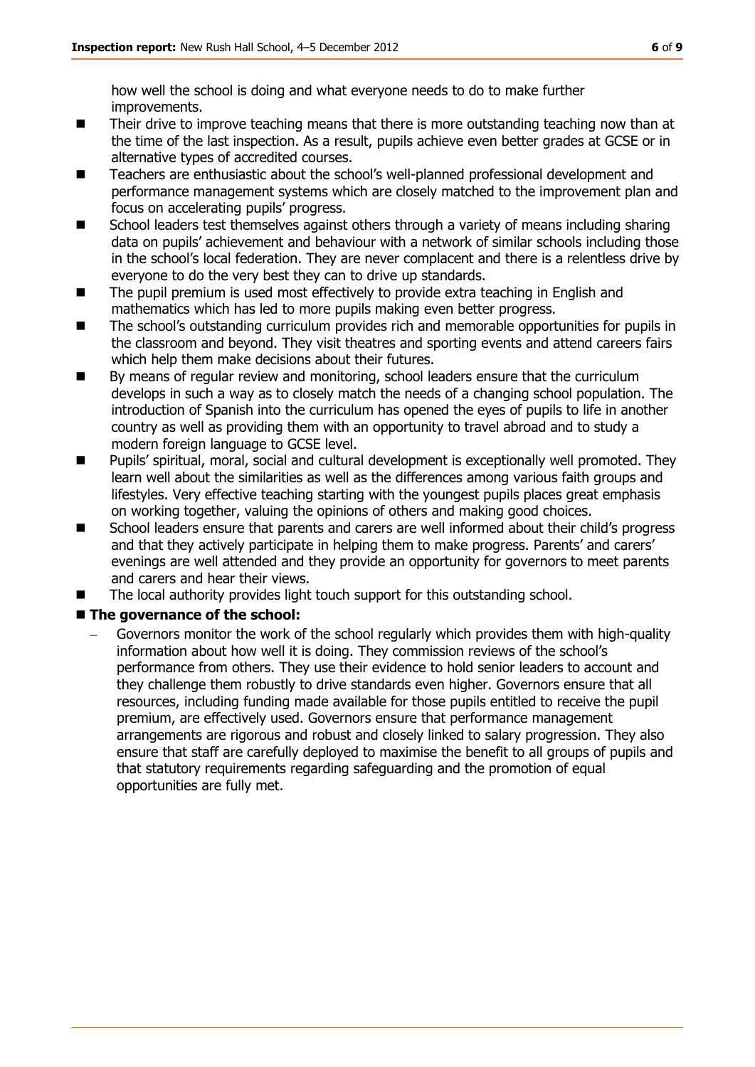how well the school is doing and what everyone needs to do to make further improvements.

- Their drive to improve teaching means that there is more outstanding teaching now than at the time of the last inspection. As a result, pupils achieve even better grades at GCSE or in alternative types of accredited courses.
- Teachers are enthusiastic about the school's well-planned professional development and performance management systems which are closely matched to the improvement plan and focus on accelerating pupils' progress.
- School leaders test themselves against others through a variety of means including sharing data on pupils' achievement and behaviour with a network of similar schools including those in the school's local federation. They are never complacent and there is a relentless drive by everyone to do the very best they can to drive up standards.
- The pupil premium is used most effectively to provide extra teaching in English and mathematics which has led to more pupils making even better progress.
- The school's outstanding curriculum provides rich and memorable opportunities for pupils in the classroom and beyond. They visit theatres and sporting events and attend careers fairs which help them make decisions about their futures.
- By means of regular review and monitoring, school leaders ensure that the curriculum develops in such a way as to closely match the needs of a changing school population. The introduction of Spanish into the curriculum has opened the eyes of pupils to life in another country as well as providing them with an opportunity to travel abroad and to study a modern foreign language to GCSE level.
- Pupils' spiritual, moral, social and cultural development is exceptionally well promoted. They learn well about the similarities as well as the differences among various faith groups and lifestyles. Very effective teaching starting with the youngest pupils places great emphasis on working together, valuing the opinions of others and making good choices.
- School leaders ensure that parents and carers are well informed about their child's progress and that they actively participate in helping them to make progress. Parents' and carers' evenings are well attended and they provide an opportunity for governors to meet parents and carers and hear their views.
- The local authority provides light touch support for this outstanding school.

- **The governance of the school:**
  - Governors monitor the work of the school regularly which provides them with high-quality information about how well it is doing. They commission reviews of the school's performance from others. They use their evidence to hold senior leaders to account and they challenge them robustly to drive standards even higher. Governors ensure that all resources, including funding made available for those pupils entitled to receive the pupil premium, are effectively used. Governors ensure that performance management arrangements are rigorous and robust and closely linked to salary progression. They also ensure that staff are carefully deployed to maximise the benefit to all groups of pupils and that statutory requirements regarding safeguarding and the promotion of equal opportunities are fully met.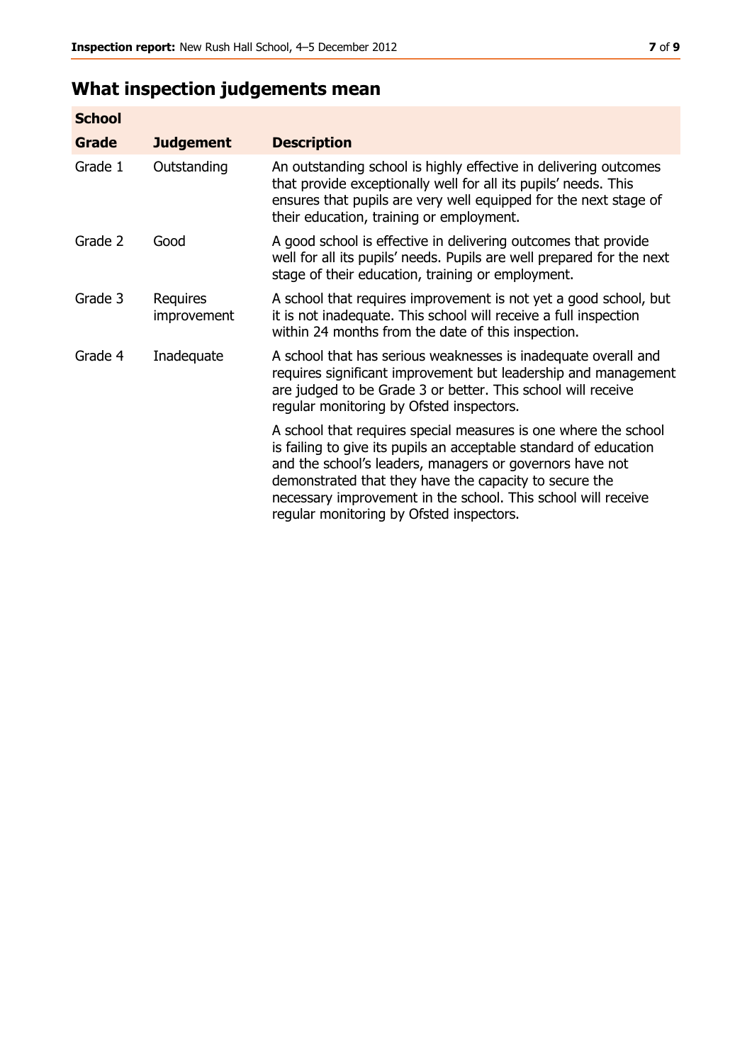## What inspection judgements mean

| School | | |
|---|---|---|
| **Grade** | **Judgement** | **Description** |
| Grade 1 | Outstanding | An outstanding school is highly effective in delivering outcomes that provide exceptionally well for all its pupils' needs. This ensures that pupils are very well equipped for the next stage of their education, training or employment. |
| Grade 2 | Good | A good school is effective in delivering outcomes that provide well for all its pupils' needs. Pupils are well prepared for the next stage of their education, training or employment. |
| Grade 3 | Requires improvement | A school that requires improvement is not yet a good school, but it is not inadequate. This school will receive a full inspection within 24 months from the date of this inspection. |
| Grade 4 | Inadequate | A school that has serious weaknesses is inadequate overall and requires significant improvement but leadership and management are judged to be Grade 3 or better. This school will receive regular monitoring by Ofsted inspectors. |
| | | A school that requires special measures is one where the school is failing to give its pupils an acceptable standard of education and the school's leaders, managers or governors have not demonstrated that they have the capacity to secure the necessary improvement in the school. This school will receive regular monitoring by Ofsted inspectors. |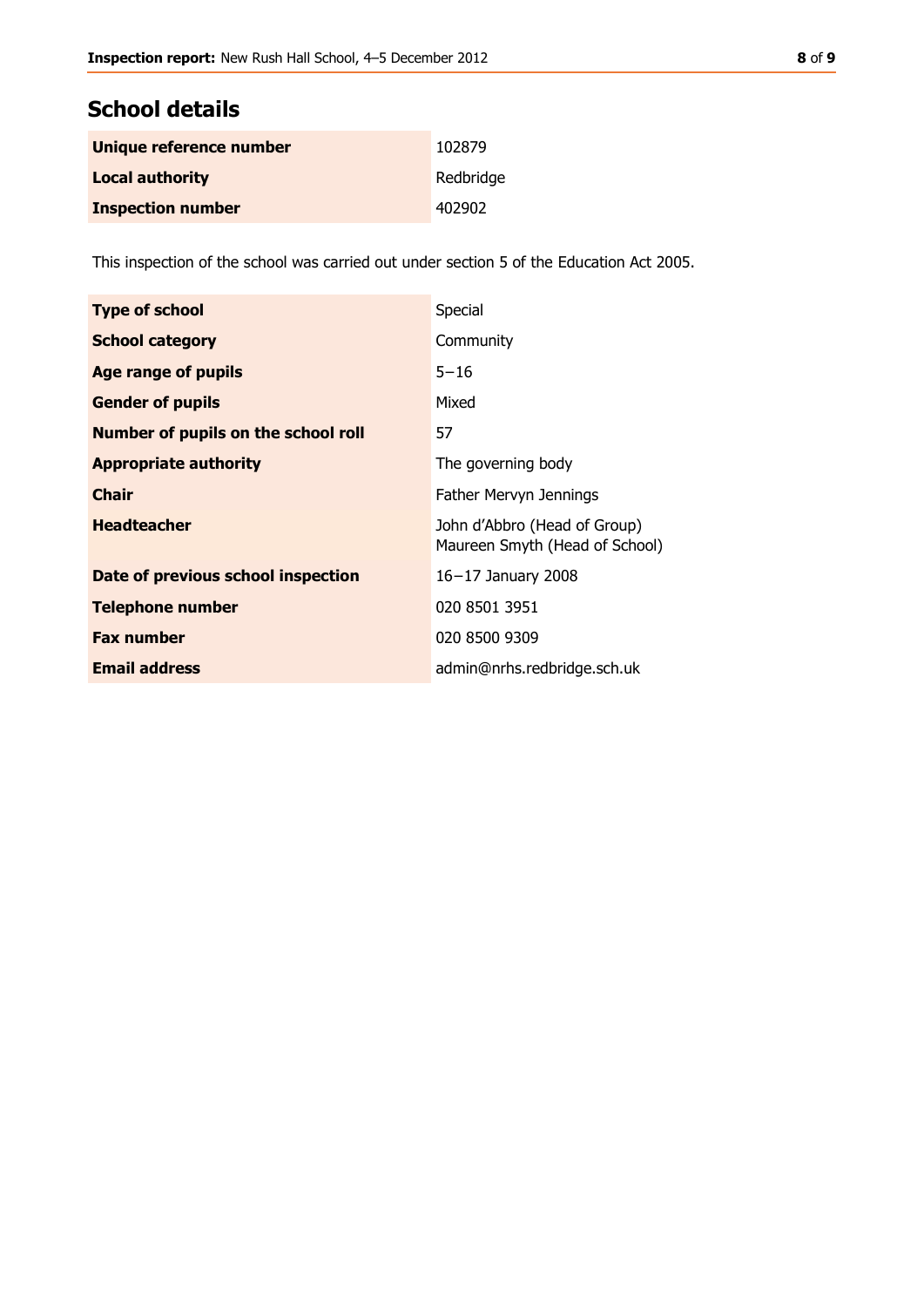## School details

| | |
|---|---|
| **Unique reference number** | 102879 |
| **Local authority** | Redbridge |
| **Inspection number** | 402902 |

This inspection of the school was carried out under section 5 of the Education Act 2005.

| | |
|---|---|
| **Type of school** | Special |
| **School category** | Community |
| **Age range of pupils** | 5–16 |
| **Gender of pupils** | Mixed |
| **Number of pupils on the school roll** | 57 |
| **Appropriate authority** | The governing body |
| **Chair** | Father Mervyn Jennings |
| **Headteacher** | John d'Abbro (Head of Group) Maureen Smyth (Head of School) |
| **Date of previous school inspection** | 16–17 January 2008 |
| **Telephone number** | 020 8501 3951 |
| **Fax number** | 020 8500 9309 |
| **Email address** | admin@nrhs.redbridge.sch.uk |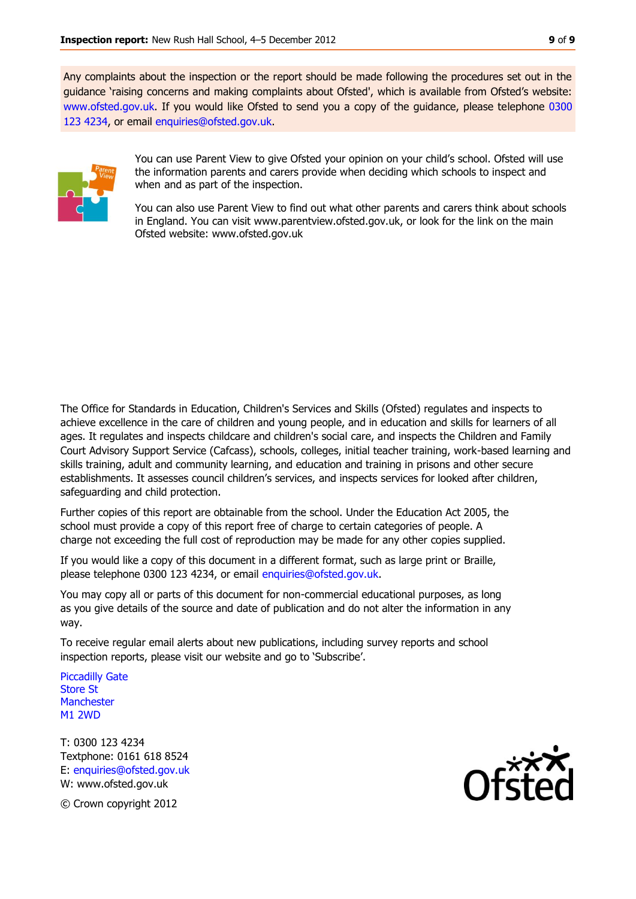Any complaints about the inspection or the report should be made following the procedures set out in the guidance 'raising concerns and making complaints about Ofsted', which is available from Ofsted's website: www.ofsted.gov.uk. If you would like Ofsted to send you a copy of the guidance, please telephone 0300 123 4234, or email enquiries@ofsted.gov.uk.

You can use Parent View to give Ofsted your opinion on your child's school. Ofsted will use the information parents and carers provide when deciding which schools to inspect and when and as part of the inspection.

You can also use Parent View to find out what other parents and carers think about schools in England. You can visit www.parentview.ofsted.gov.uk, or look for the link on the main Ofsted website: www.ofsted.gov.uk

The Office for Standards in Education, Children's Services and Skills (Ofsted) regulates and inspects to achieve excellence in the care of children and young people, and in education and skills for learners of all ages. It regulates and inspects childcare and children's social care, and inspects the Children and Family Court Advisory Support Service (Cafcass), schools, colleges, initial teacher training, work-based learning and skills training, adult and community learning, and education and training in prisons and other secure establishments. It assesses council children's services, and inspects services for looked after children, safeguarding and child protection.

Further copies of this report are obtainable from the school. Under the Education Act 2005, the school must provide a copy of this report free of charge to certain categories of people. A charge not exceeding the full cost of reproduction may be made for any other copies supplied.

If you would like a copy of this document in a different format, such as large print or Braille, please telephone 0300 123 4234, or email enquiries@ofsted.gov.uk.

You may copy all or parts of this document for non-commercial educational purposes, as long as you give details of the source and date of publication and do not alter the information in any way.

To receive regular email alerts about new publications, including survey reports and school inspection reports, please visit our website and go to 'Subscribe'.

Piccadilly Gate
Store St
Manchester
M1 2WD

T: 0300 123 4234
Textphone: 0161 618 8524
E: enquiries@ofsted.gov.uk
W: www.ofsted.gov.uk

© Crown copyright 2012